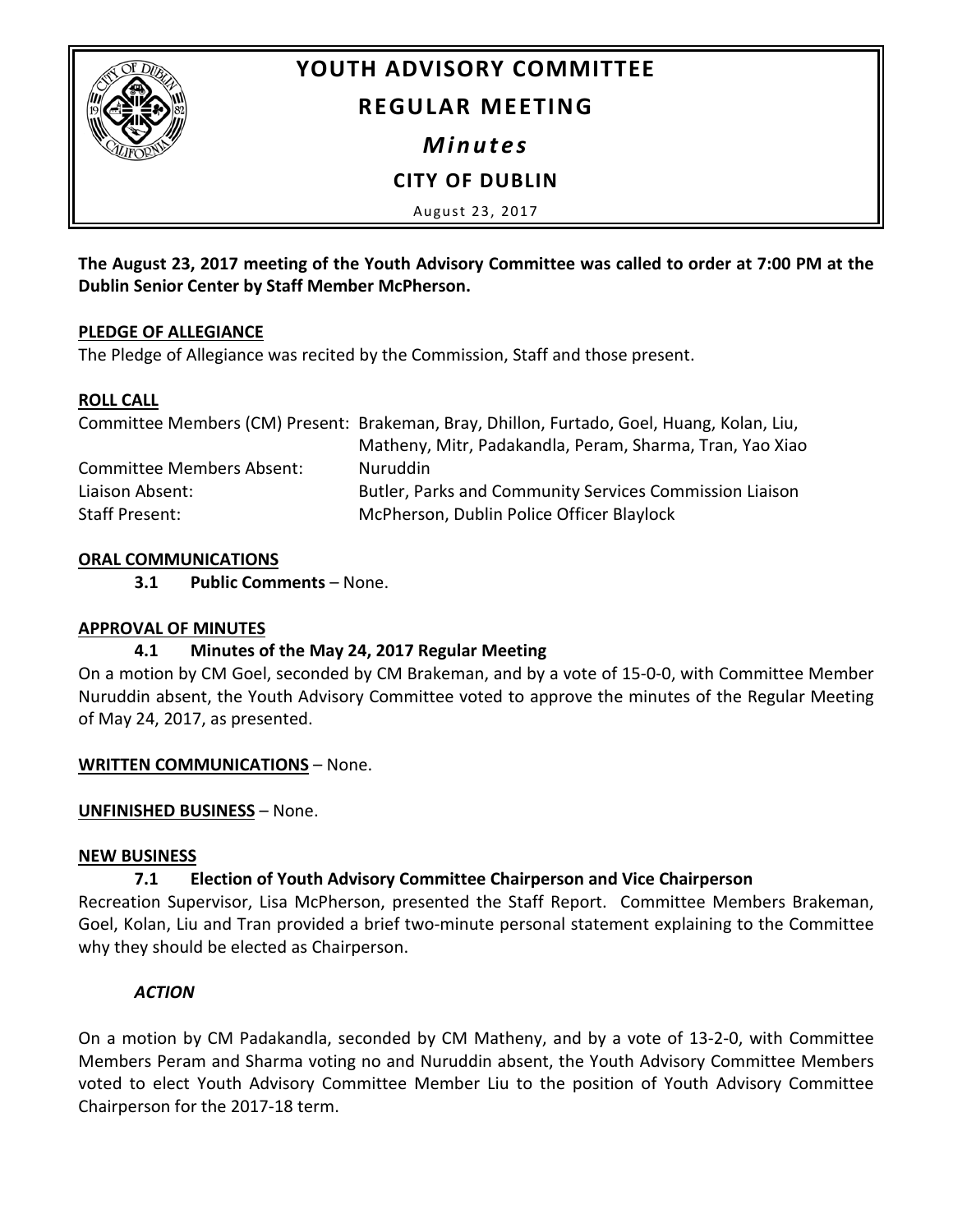# YOUTH ADVISORY COMMITTEE

## REGULAR MEETING

### *Minutes*

### CITY OF DUBLIN

August 23, 2017

**The August 23, 2017 meeting of the Youth Advisory Committee was called to order at 7:00 PM at the Dublin Senior Center by Staff Member McPherson.**

**PLEDGE OF ALLEGIANCE**

The Pledge of Allegiance was recited by the Commission, Staff and those present.

**ROLL CALL**

| | |
|---|---|
| Committee Members (CM) Present: | Brakeman, Bray, Dhillon, Furtado, Goel, Huang, Kolan, Liu, Matheny, Mitr, Padakandla, Peram, Sharma, Tran, Yao Xiao |
| Committee Members Absent: | Nuruddin |
| Liaison Absent: | Butler, Parks and Community Services Commission Liaison |
| Staff Present: | McPherson, Dublin Police Officer Blaylock |

**ORAL COMMUNICATIONS**

**3.1 Public Comments** – None.

**APPROVAL OF MINUTES**

**4.1 Minutes of the May 24, 2017 Regular Meeting**

On a motion by CM Goel, seconded by CM Brakeman, and by a vote of 15-0-0, with Committee Member Nuruddin absent, the Youth Advisory Committee voted to approve the minutes of the Regular Meeting of May 24, 2017, as presented.

**WRITTEN COMMUNICATIONS** – None.

**UNFINISHED BUSINESS** – None.

**NEW BUSINESS**

**7.1 Election of Youth Advisory Committee Chairperson and Vice Chairperson**

Recreation Supervisor, Lisa McPherson, presented the Staff Report. Committee Members Brakeman, Goel, Kolan, Liu and Tran provided a brief two-minute personal statement explaining to the Committee why they should be elected as Chairperson.

***ACTION***

On a motion by CM Padakandla, seconded by CM Matheny, and by a vote of 13-2-0, with Committee Members Peram and Sharma voting no and Nuruddin absent, the Youth Advisory Committee Members voted to elect Youth Advisory Committee Member Liu to the position of Youth Advisory Committee Chairperson for the 2017-18 term.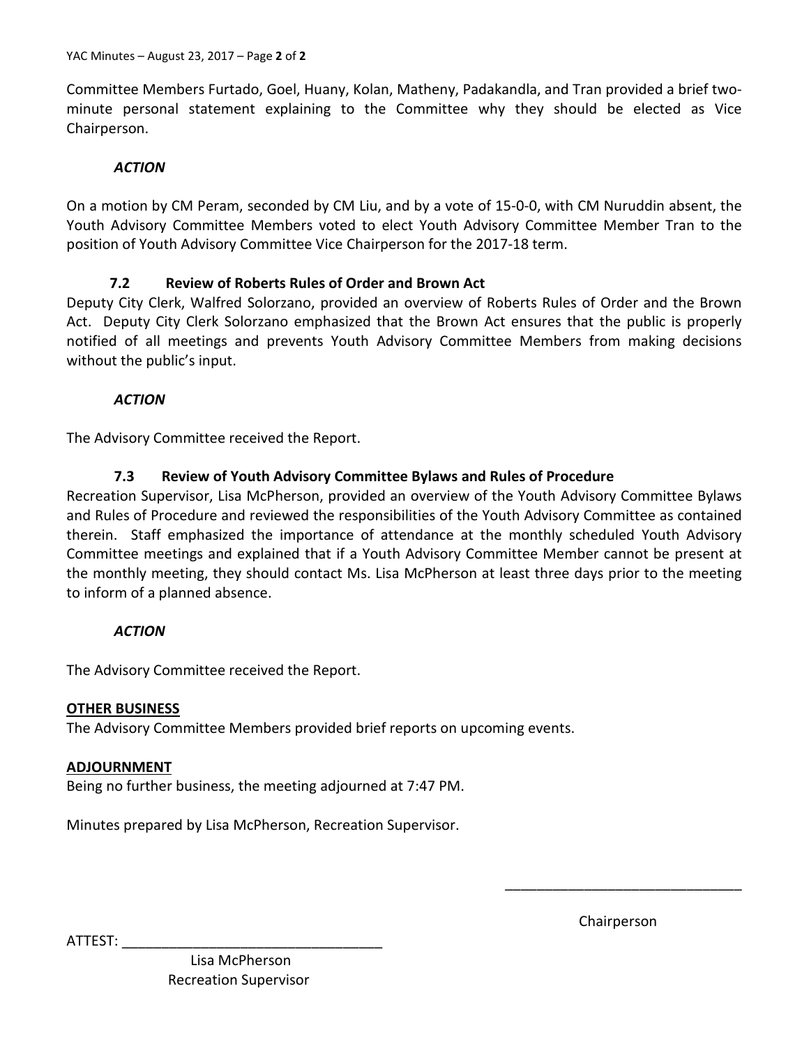Committee Members Furtado, Goel, Huany, Kolan, Matheny, Padakandla, and Tran provided a brief two-minute personal statement explaining to the Committee why they should be elected as Vice Chairperson.

***ACTION***

On a motion by CM Peram, seconded by CM Liu, and by a vote of 15-0-0, with CM Nuruddin absent, the Youth Advisory Committee Members voted to elect Youth Advisory Committee Member Tran to the position of Youth Advisory Committee Vice Chairperson for the 2017-18 term.

### 7.2 Review of Roberts Rules of Order and Brown Act

Deputy City Clerk, Walfred Solorzano, provided an overview of Roberts Rules of Order and the Brown Act. Deputy City Clerk Solorzano emphasized that the Brown Act ensures that the public is properly notified of all meetings and prevents Youth Advisory Committee Members from making decisions without the public's input.

***ACTION***

The Advisory Committee received the Report.

### 7.3 Review of Youth Advisory Committee Bylaws and Rules of Procedure

Recreation Supervisor, Lisa McPherson, provided an overview of the Youth Advisory Committee Bylaws and Rules of Procedure and reviewed the responsibilities of the Youth Advisory Committee as contained therein. Staff emphasized the importance of attendance at the monthly scheduled Youth Advisory Committee meetings and explained that if a Youth Advisory Committee Member cannot be present at the monthly meeting, they should contact Ms. Lisa McPherson at least three days prior to the meeting to inform of a planned absence.

***ACTION***

The Advisory Committee received the Report.

**OTHER BUSINESS**

The Advisory Committee Members provided brief reports on upcoming events.

**ADJOURNMENT**

Being no further business, the meeting adjourned at 7:47 PM.

Minutes prepared by Lisa McPherson, Recreation Supervisor.

______________________________
Chairperson

ATTEST: ________________________________
Lisa McPherson
Recreation Supervisor